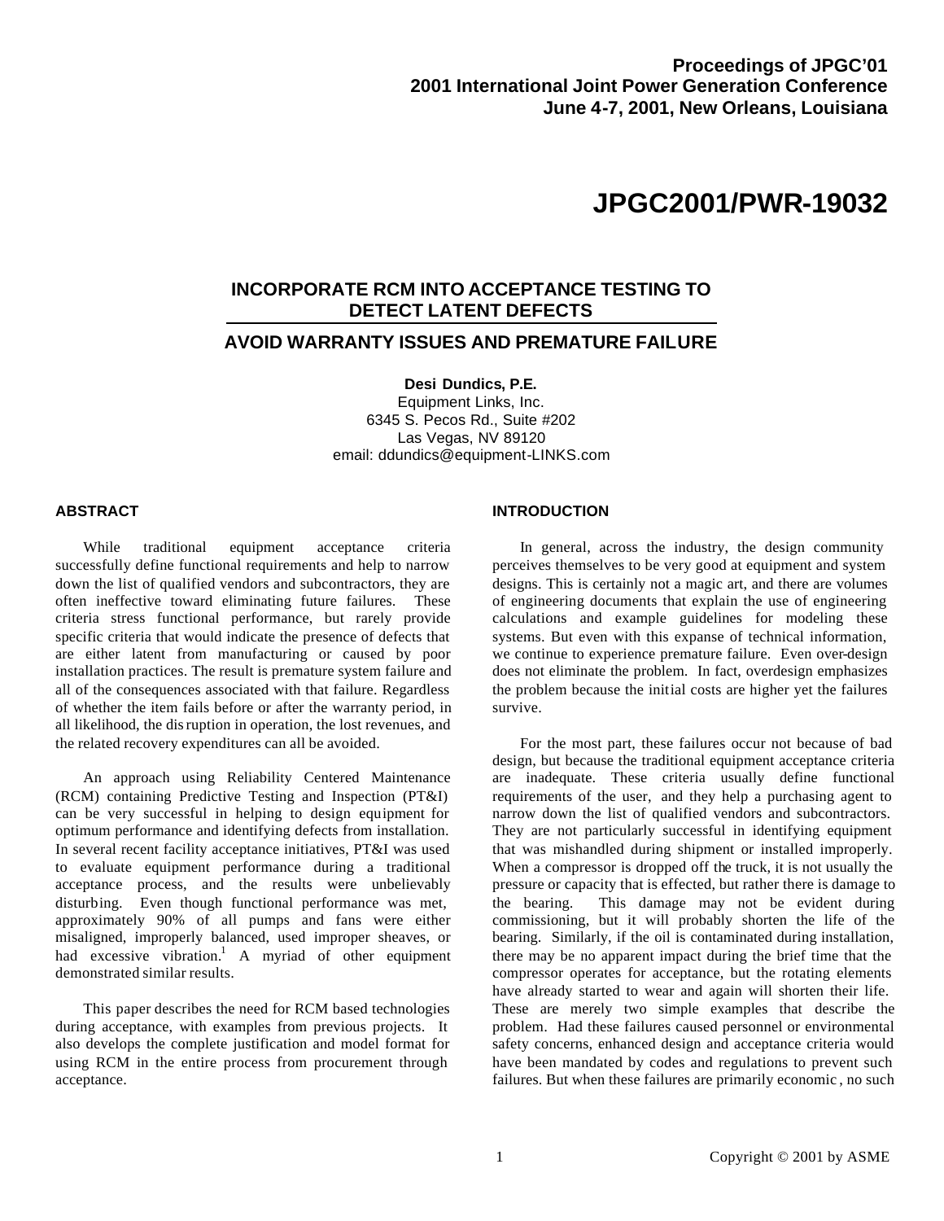Proceedings of JPGC'01
2001 International Joint Power Generation Conference
June 4-7, 2001, New Orleans, Louisiana

# JPGC2001/PWR-19032

## INCORPORATE RCM INTO ACCEPTANCE TESTING TO DETECT LATENT DEFECTS

## AVOID WARRANTY ISSUES AND PREMATURE FAILURE

**Desi Dundics, P.E.**
Equipment Links, Inc.
6345 S. Pecos Rd., Suite #202
Las Vegas, NV 89120
email: ddundics@equipment-LINKS.com

### ABSTRACT

While traditional equipment acceptance criteria successfully define functional requirements and help to narrow down the list of qualified vendors and subcontractors, they are often ineffective toward eliminating future failures. These criteria stress functional performance, but rarely provide specific criteria that would indicate the presence of defects that are either latent from manufacturing or caused by poor installation practices. The result is premature system failure and all of the consequences associated with that failure. Regardless of whether the item fails before or after the warranty period, in all likelihood, the disruption in operation, the lost revenues, and the related recovery expenditures can all be avoided.

An approach using Reliability Centered Maintenance (RCM) containing Predictive Testing and Inspection (PT&I) can be very successful in helping to design equipment for optimum performance and identifying defects from installation. In several recent facility acceptance initiatives, PT&I was used to evaluate equipment performance during a traditional acceptance process, and the results were unbelievably disturbing. Even though functional performance was met, approximately 90% of all pumps and fans were either misaligned, improperly balanced, used improper sheaves, or had excessive vibration.[1] A myriad of other equipment demonstrated similar results.

This paper describes the need for RCM based technologies during acceptance, with examples from previous projects. It also develops the complete justification and model format for using RCM in the entire process from procurement through acceptance.

### INTRODUCTION

In general, across the industry, the design community perceives themselves to be very good at equipment and system designs. This is certainly not a magic art, and there are volumes of engineering documents that explain the use of engineering calculations and example guidelines for modeling these systems. But even with this expanse of technical information, we continue to experience premature failure. Even over-design does not eliminate the problem. In fact, overdesign emphasizes the problem because the initial costs are higher yet the failures survive.

For the most part, these failures occur not because of bad design, but because the traditional equipment acceptance criteria are inadequate. These criteria usually define functional requirements of the user, and they help a purchasing agent to narrow down the list of qualified vendors and subcontractors. They are not particularly successful in identifying equipment that was mishandled during shipment or installed improperly. When a compressor is dropped off the truck, it is not usually the pressure or capacity that is effected, but rather there is damage to the bearing. This damage may not be evident during commissioning, but it will probably shorten the life of the bearing. Similarly, if the oil is contaminated during installation, there may be no apparent impact during the brief time that the compressor operates for acceptance, but the rotating elements have already started to wear and again will shorten their life. These are merely two simple examples that describe the problem. Had these failures caused personnel or environmental safety concerns, enhanced design and acceptance criteria would have been mandated by codes and regulations to prevent such failures. But when these failures are primarily economic, no such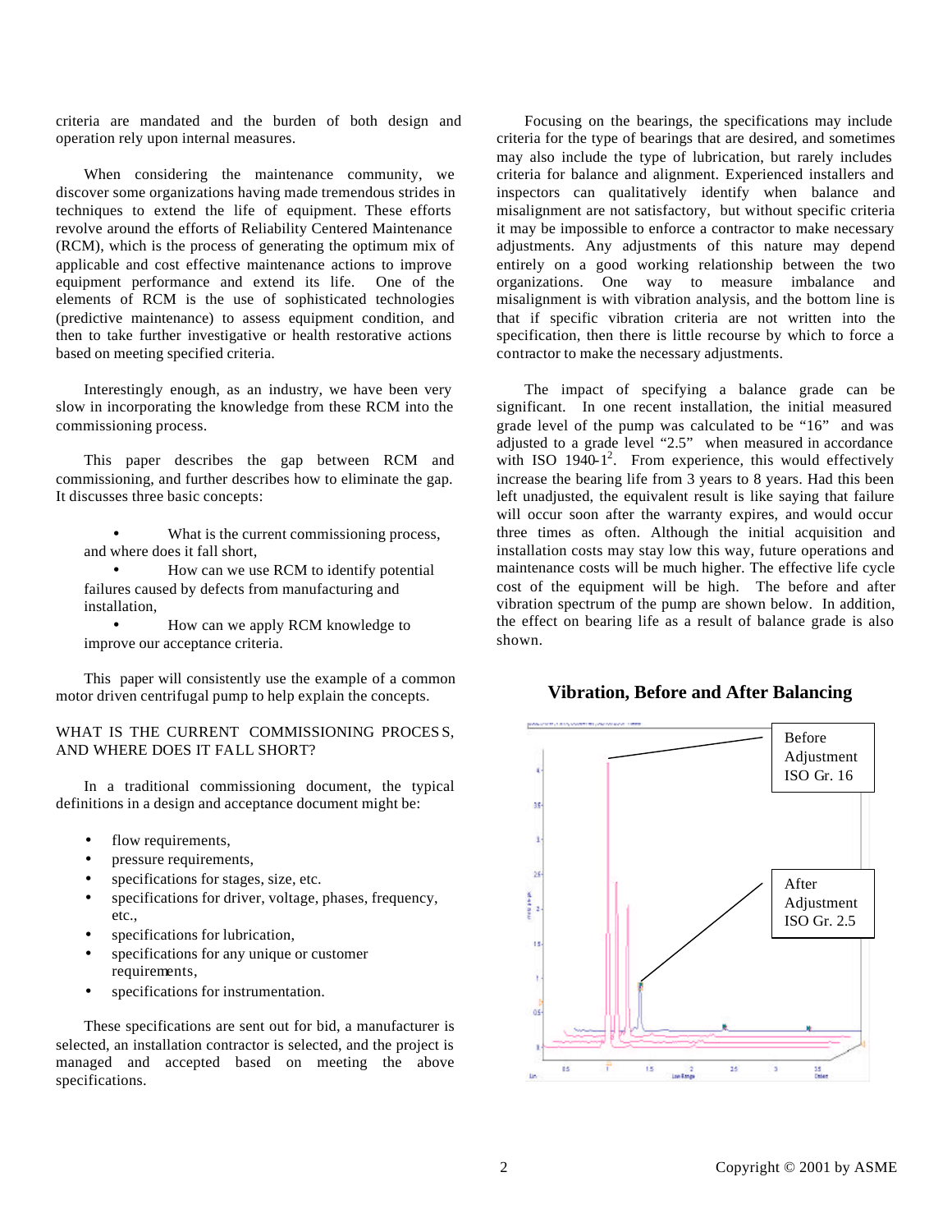criteria are mandated and the burden of both design and operation rely upon internal measures.

When considering the maintenance community, we discover some organizations having made tremendous strides in techniques to extend the life of equipment. These efforts revolve around the efforts of Reliability Centered Maintenance (RCM), which is the process of generating the optimum mix of applicable and cost effective maintenance actions to improve equipment performance and extend its life. One of the elements of RCM is the use of sophisticated technologies (predictive maintenance) to assess equipment condition, and then to take further investigative or health restorative actions based on meeting specified criteria.

Interestingly enough, as an industry, we have been very slow in incorporating the knowledge from these RCM into the commissioning process.

This paper describes the gap between RCM and commissioning, and further describes how to eliminate the gap. It discusses three basic concepts:

- What is the current commissioning process, and where does it fall short,
- How can we use RCM to identify potential failures caused by defects from manufacturing and installation,
- How can we apply RCM knowledge to improve our acceptance criteria.

This paper will consistently use the example of a common motor driven centrifugal pump to help explain the concepts.

## WHAT IS THE CURRENT COMMISSIONING PROCESS, AND WHERE DOES IT FALL SHORT?

In a traditional commissioning document, the typical definitions in a design and acceptance document might be:

- flow requirements,
- pressure requirements,
- specifications for stages, size, etc.
- specifications for driver, voltage, phases, frequency, etc.,
- specifications for lubrication,
- specifications for any unique or customer requirements,
- specifications for instrumentation.

These specifications are sent out for bid, a manufacturer is selected, an installation contractor is selected, and the project is managed and accepted based on meeting the above specifications.

Focusing on the bearings, the specifications may include criteria for the type of bearings that are desired, and sometimes may also include the type of lubrication, but rarely includes criteria for balance and alignment. Experienced installers and inspectors can qualitatively identify when balance and misalignment are not satisfactory, but without specific criteria it may be impossible to enforce a contractor to make necessary adjustments. Any adjustments of this nature may depend entirely on a good working relationship between the two organizations. One way to measure imbalance and misalignment is with vibration analysis, and the bottom line is that if specific vibration criteria are not written into the specification, then there is little recourse by which to force a contractor to make the necessary adjustments.

The impact of specifying a balance grade can be significant. In one recent installation, the initial measured grade level of the pump was calculated to be "16" and was adjusted to a grade level "2.5" when measured in accordance with ISO 1940-1[2]. From experience, this would effectively increase the bearing life from 3 years to 8 years. Had this been left unadjusted, the equivalent result is like saying that failure will occur soon after the warranty expires, and would occur three times as often. Although the initial acquisition and installation costs may stay low this way, future operations and maintenance costs will be much higher. The effective life cycle cost of the equipment will be high. The before and after vibration spectrum of the pump are shown below. In addition, the effect on bearing life as a result of balance grade is also shown.

**Vibration, Before and After Balancing**

Before Adjustment ISO Gr. 16

After Adjustment ISO Gr. 2.5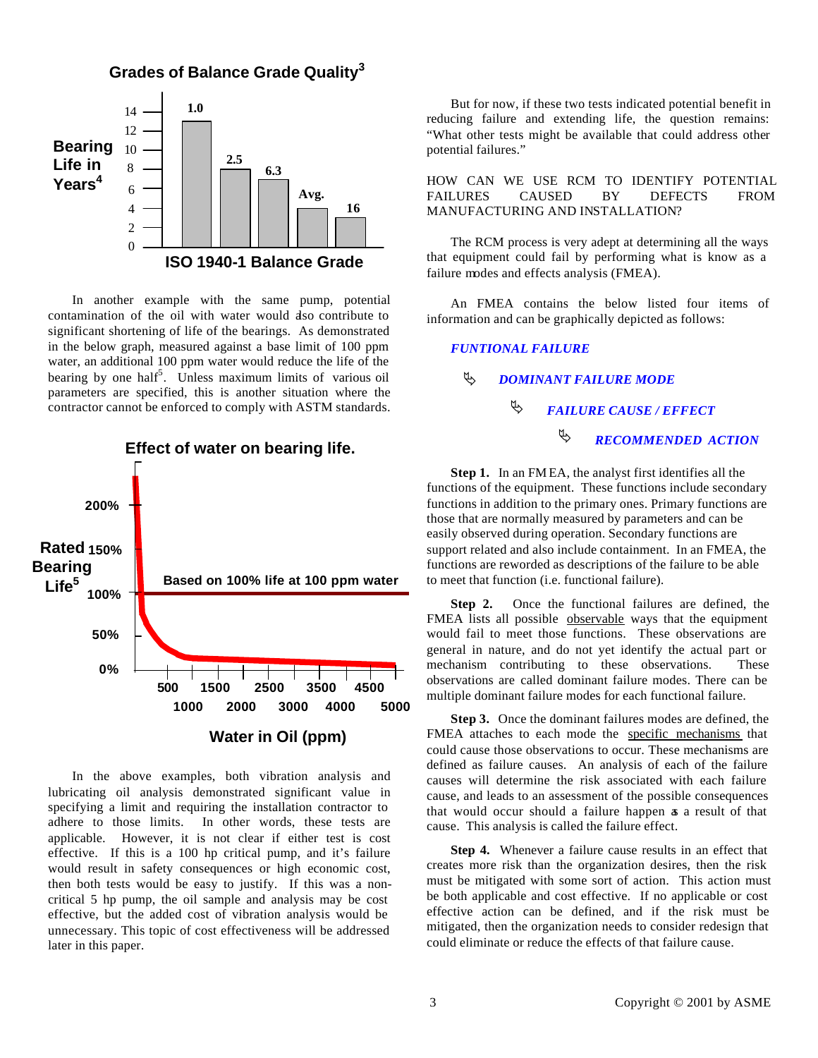**Grades of Balance Grade Quality[3]**

| ISO 1940-1 Balance Grade | Bearing Life in Years[4] |
|---|---|
| 1.0 | ~13 |
| 2.5 | ~8 |
| 6.3 | ~7 |
| Avg. | ~4 |
| 16 | ~3 |

In another example with the same pump, potential contamination of the oil with water would also contribute to significant shortening of life of the bearings. As demonstrated in the below graph, measured against a base limit of 100 ppm water, an additional 100 ppm water would reduce the life of the bearing by one half[5]. Unless maximum limits of various oil parameters are specified, this is another situation where the contractor cannot be enforced to comply with ASTM standards.

**Effect of water on bearing life.**

Rated Bearing Life[5] (0%, 50%, 100%, 150%, 200%) vs. Water in Oil (ppm) (500, 1000, 1500, 2000, 2500, 3000, 3500, 4000, 4500, 5000). Based on 100% life at 100 ppm water.

In the above examples, both vibration analysis and lubricating oil analysis demonstrated significant value in specifying a limit and requiring the installation contractor to adhere to those limits. In other words, these tests are applicable. However, it is not clear if either test is cost effective. If this is a 100 hp critical pump, and it's failure would result in safety consequences or high economic cost, then both tests would be easy to justify. If this was a non-critical 5 hp pump, the oil sample and analysis may be cost effective, but the added cost of vibration analysis would be unnecessary. This topic of cost effectiveness will be addressed later in this paper.

But for now, if these two tests indicated potential benefit in reducing failure and extending life, the question remains: "What other tests might be available that could address other potential failures."

HOW CAN WE USE RCM TO IDENTIFY POTENTIAL FAILURES CAUSED BY DEFECTS FROM MANUFACTURING AND INSTALLATION?

The RCM process is very adept at determining all the ways that equipment could fail by performing what is know as a failure modes and effects analysis (FMEA).

An FMEA contains the below listed four items of information and can be graphically depicted as follows:

***FUNTIONAL FAILURE***

- ***DOMINANT FAILURE MODE***
  - ***FAILURE CAUSE / EFFECT***
    - ***RECOMMENDED ACTION***

**Step 1.** In an FMEA, the analyst first identifies all the functions of the equipment. These functions include secondary functions in addition to the primary ones. Primary functions are those that are normally measured by parameters and can be easily observed during operation. Secondary functions are support related and also include containment. In an FMEA, the functions are reworded as descriptions of the failure to be able to meet that function (i.e. functional failure).

**Step 2.** Once the functional failures are defined, the FMEA lists all possible observable ways that the equipment would fail to meet those functions. These observations are general in nature, and do not yet identify the actual part or mechanism contributing to these observations. These observations are called dominant failure modes. There can be multiple dominant failure modes for each functional failure.

**Step 3.** Once the dominant failures modes are defined, the FMEA attaches to each mode the specific mechanisms that could cause those observations to occur. These mechanisms are defined as failure causes. An analysis of each of the failure causes will determine the risk associated with each failure cause, and leads to an assessment of the possible consequences that would occur should a failure happen as a result of that cause. This analysis is called the failure effect.

**Step 4.** Whenever a failure cause results in an effect that creates more risk than the organization desires, then the risk must be mitigated with some sort of action. This action must be both applicable and cost effective. If no applicable or cost effective action can be defined, and if the risk must be mitigated, then the organization needs to consider redesign that could eliminate or reduce the effects of that failure cause.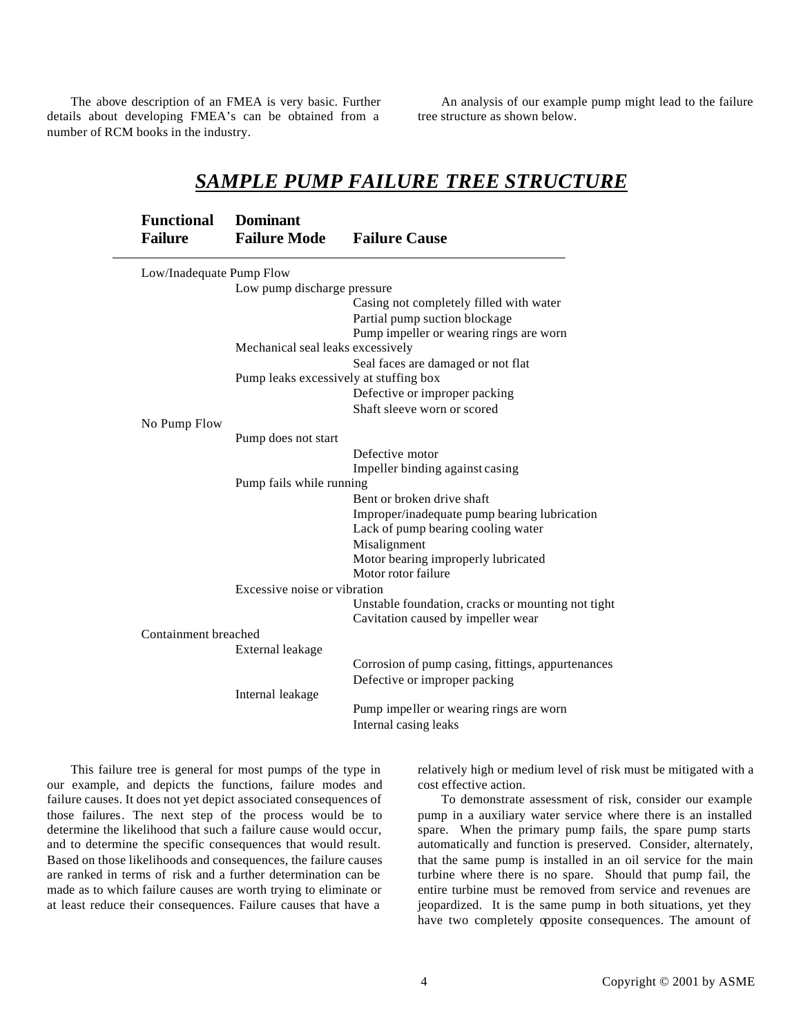The above description of an FMEA is very basic. Further details about developing FMEA's can be obtained from a number of RCM books in the industry.

An analysis of our example pump might lead to the failure tree structure as shown below.

## ***SAMPLE PUMP FAILURE TREE STRUCTURE***

| Functional Failure | Dominant Failure Mode | Failure Cause |
|---|---|---|
| Low/Inadequate Pump Flow | | |
| | Low pump discharge pressure | |
| | | Casing not completely filled with water |
| | | Partial pump suction blockage |
| | | Pump impeller or wearing rings are worn |
| | Mechanical seal leaks excessively | |
| | | Seal faces are damaged or not flat |
| | Pump leaks excessively at stuffing box | |
| | | Defective or improper packing |
| | | Shaft sleeve worn or scored |
| No Pump Flow | | |
| | Pump does not start | |
| | | Defective motor |
| | | Impeller binding against casing |
| | Pump fails while running | |
| | | Bent or broken drive shaft |
| | | Improper/inadequate pump bearing lubrication |
| | | Lack of pump bearing cooling water |
| | | Misalignment |
| | | Motor bearing improperly lubricated |
| | | Motor rotor failure |
| | Excessive noise or vibration | |
| | | Unstable foundation, cracks or mounting not tight |
| | | Cavitation caused by impeller wear |
| Containment breached | | |
| | External leakage | |
| | | Corrosion of pump casing, fittings, appurtenances |
| | | Defective or improper packing |
| | Internal leakage | |
| | | Pump impeller or wearing rings are worn |
| | | Internal casing leaks |

This failure tree is general for most pumps of the type in our example, and depicts the functions, failure modes and failure causes. It does not yet depict associated consequences of those failures. The next step of the process would be to determine the likelihood that such a failure cause would occur, and to determine the specific consequences that would result. Based on those likelihoods and consequences, the failure causes are ranked in terms of risk and a further determination can be made as to which failure causes are worth trying to eliminate or at least reduce their consequences. Failure causes that have a relatively high or medium level of risk must be mitigated with a cost effective action.

To demonstrate assessment of risk, consider our example pump in a auxiliary water service where there is an installed spare. When the primary pump fails, the spare pump starts automatically and function is preserved. Consider, alternately, that the same pump is installed in an oil service for the main turbine where there is no spare. Should that pump fail, the entire turbine must be removed from service and revenues are jeopardized. It is the same pump in both situations, yet they have two completely opposite consequences. The amount of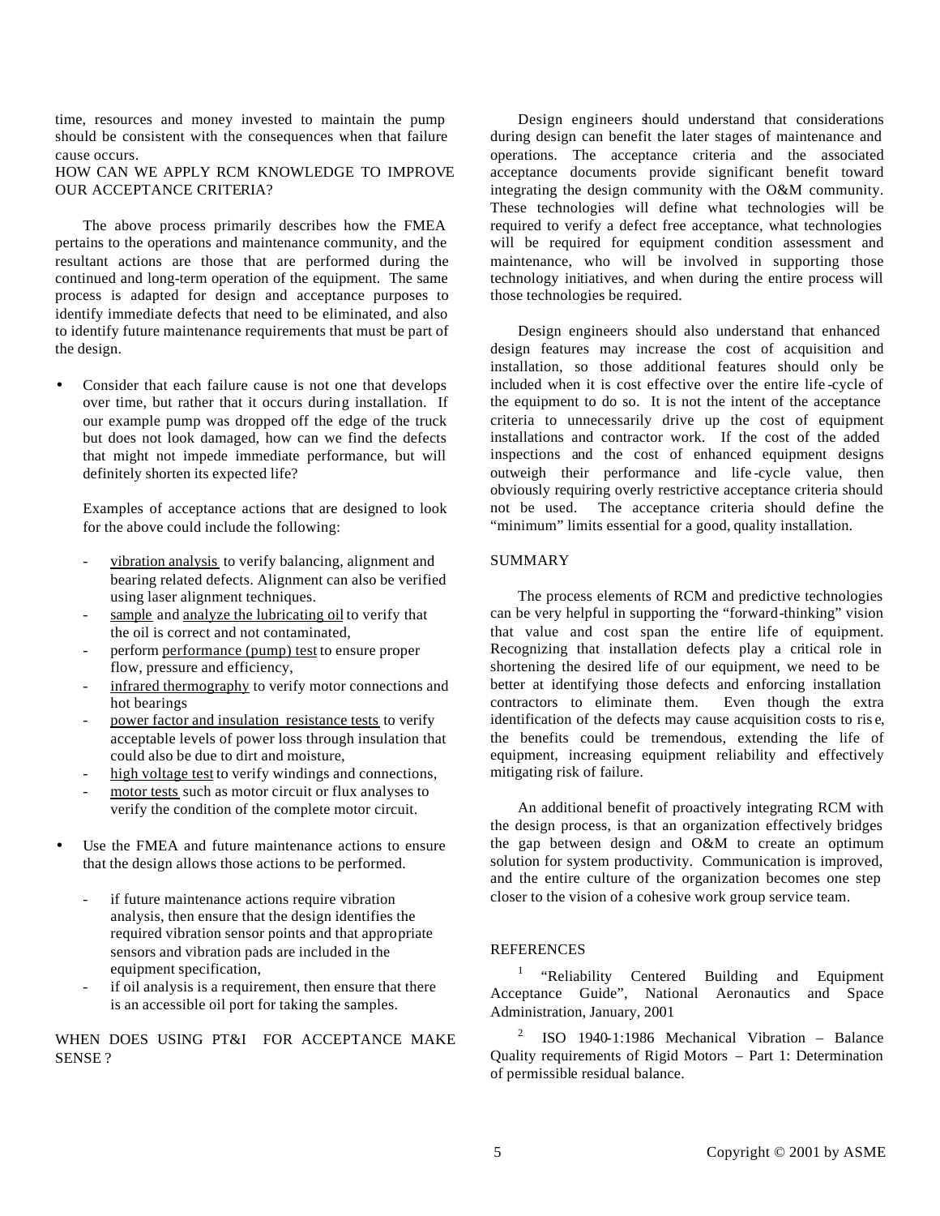time, resources and money invested to maintain the pump should be consistent with the consequences when that failure cause occurs.

## HOW CAN WE APPLY RCM KNOWLEDGE TO IMPROVE OUR ACCEPTANCE CRITERIA?

The above process primarily describes how the FMEA pertains to the operations and maintenance community, and the resultant actions are those that are performed during the continued and long-term operation of the equipment. The same process is adapted for design and acceptance purposes to identify immediate defects that need to be eliminated, and also to identify future maintenance requirements that must be part of the design.

- Consider that each failure cause is not one that develops over time, but rather that it occurs during installation. If our example pump was dropped off the edge of the truck but does not look damaged, how can we find the defects that might not impede immediate performance, but will definitely shorten its expected life?

  Examples of acceptance actions that are designed to look for the above could include the following:

  - vibration analysis to verify balancing, alignment and bearing related defects. Alignment can also be verified using laser alignment techniques.
  - sample and analyze the lubricating oil to verify that the oil is correct and not contaminated,
  - perform performance (pump) test to ensure proper flow, pressure and efficiency,
  - infrared thermography to verify motor connections and hot bearings
  - power factor and insulation resistance tests to verify acceptable levels of power loss through insulation that could also be due to dirt and moisture,
  - high voltage test to verify windings and connections,
  - motor tests such as motor circuit or flux analyses to verify the condition of the complete motor circuit.

- Use the FMEA and future maintenance actions to ensure that the design allows those actions to be performed.

  - if future maintenance actions require vibration analysis, then ensure that the design identifies the required vibration sensor points and that appropriate sensors and vibration pads are included in the equipment specification,
  - if oil analysis is a requirement, then ensure that there is an accessible oil port for taking the samples.

## WHEN DOES USING PT&I FOR ACCEPTANCE MAKE SENSE ?

Design engineers should understand that considerations during design can benefit the later stages of maintenance and operations. The acceptance criteria and the associated acceptance documents provide significant benefit toward integrating the design community with the O&M community. These technologies will define what technologies will be required to verify a defect free acceptance, what technologies will be required for equipment condition assessment and maintenance, who will be involved in supporting those technology initiatives, and when during the entire process will those technologies be required.

Design engineers should also understand that enhanced design features may increase the cost of acquisition and installation, so those additional features should only be included when it is cost effective over the entire life-cycle of the equipment to do so. It is not the intent of the acceptance criteria to unnecessarily drive up the cost of equipment installations and contractor work. If the cost of the added inspections and the cost of enhanced equipment designs outweigh their performance and life-cycle value, then obviously requiring overly restrictive acceptance criteria should not be used. The acceptance criteria should define the "minimum" limits essential for a good, quality installation.

## SUMMARY

The process elements of RCM and predictive technologies can be very helpful in supporting the "forward-thinking" vision that value and cost span the entire life of equipment. Recognizing that installation defects play a critical role in shortening the desired life of our equipment, we need to be better at identifying those defects and enforcing installation contractors to eliminate them. Even though the extra identification of the defects may cause acquisition costs to rise, the benefits could be tremendous, extending the life of equipment, increasing equipment reliability and effectively mitigating risk of failure.

An additional benefit of proactively integrating RCM with the design process, is that an organization effectively bridges the gap between design and O&M to create an optimum solution for system productivity. Communication is improved, and the entire culture of the organization becomes one step closer to the vision of a cohesive work group service team.

## REFERENCES

[1] "Reliability Centered Building and Equipment Acceptance Guide", National Aeronautics and Space Administration, January, 2001

[2] ISO 1940-1:1986 Mechanical Vibration – Balance Quality requirements of Rigid Motors – Part 1: Determination of permissible residual balance.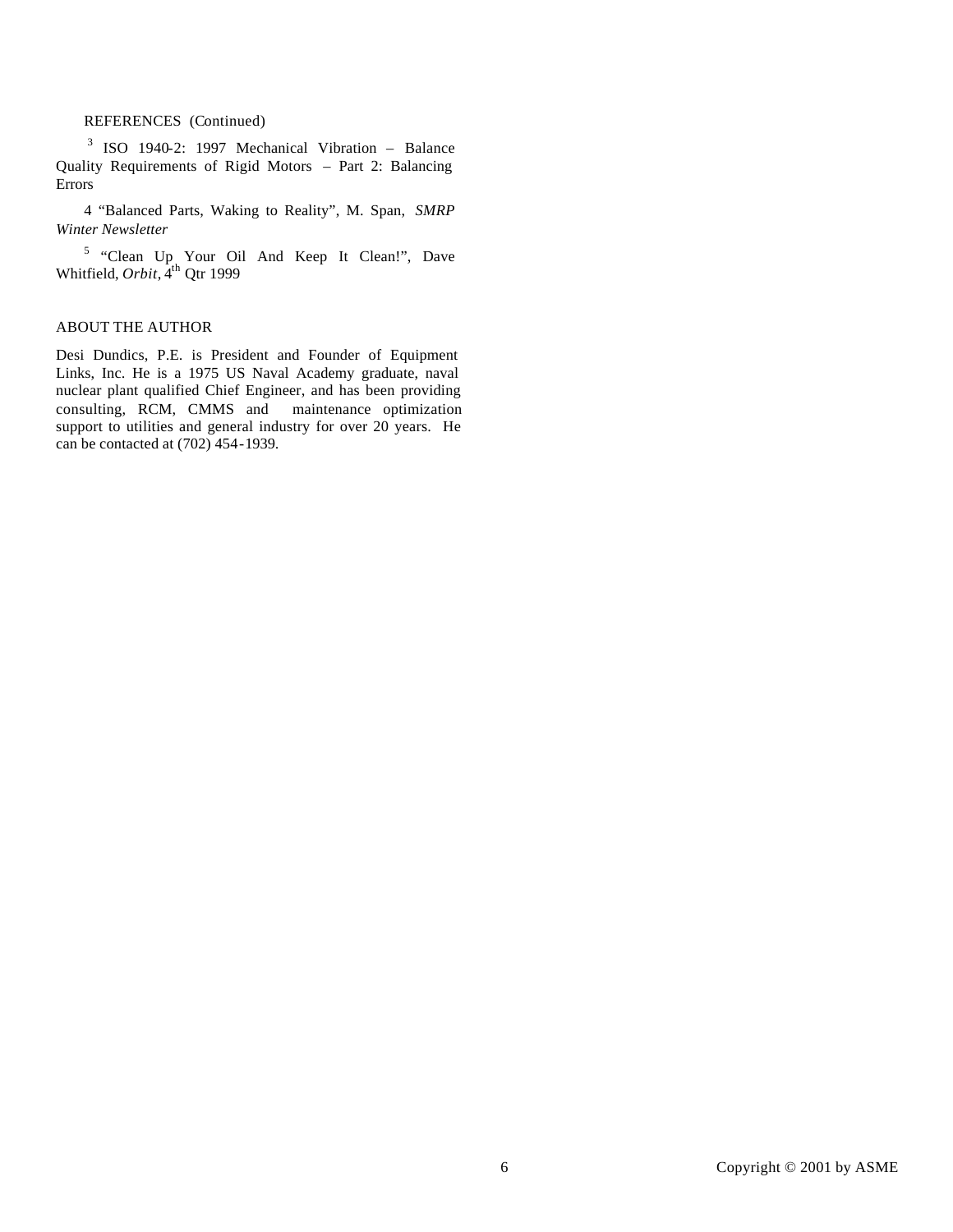REFERENCES (Continued)

[3] ISO 1940-2: 1997 Mechanical Vibration – Balance Quality Requirements of Rigid Motors – Part 2: Balancing Errors

4 "Balanced Parts, Waking to Reality", M. Span, *SMRP Winter Newsletter*

[5] "Clean Up Your Oil And Keep It Clean!", Dave Whitfield, *Orbit*, 4th Qtr 1999

ABOUT THE AUTHOR

Desi Dundics, P.E. is President and Founder of Equipment Links, Inc. He is a 1975 US Naval Academy graduate, naval nuclear plant qualified Chief Engineer, and has been providing consulting, RCM, CMMS and maintenance optimization support to utilities and general industry for over 20 years. He can be contacted at (702) 454-1939.

Copyright © 2001 by ASME